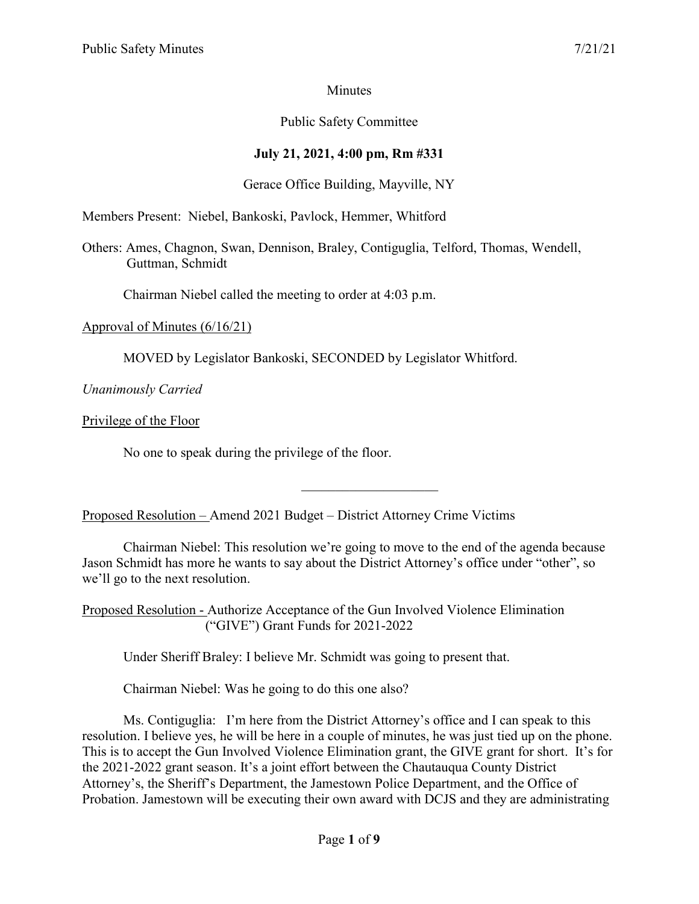Minutes

Public Safety Committee

**July 21, 2021, 4:00 pm, Rm #331**

Gerace Office Building, Mayville, NY

Members Present: Niebel, Bankoski, Pavlock, Hemmer, Whitford

Others: Ames, Chagnon, Swan, Dennison, Braley, Contiguglia, Telford, Thomas, Wendell, Guttman, Schmidt

Chairman Niebel called the meeting to order at 4:03 p.m.

Approval of Minutes (6/16/21)

MOVED by Legislator Bankoski, SECONDED by Legislator Whitford.

*Unanimously Carried*

Privilege of the Floor

No one to speak during the privilege of the floor.

---

Proposed Resolution – Amend 2021 Budget – District Attorney Crime Victims

Chairman Niebel: This resolution we're going to move to the end of the agenda because Jason Schmidt has more he wants to say about the District Attorney's office under "other", so we'll go to the next resolution.

Proposed Resolution - Authorize Acceptance of the Gun Involved Violence Elimination ("GIVE") Grant Funds for 2021-2022

Under Sheriff Braley: I believe Mr. Schmidt was going to present that.

Chairman Niebel: Was he going to do this one also?

Ms. Contiguglia: I'm here from the District Attorney's office and I can speak to this resolution. I believe yes, he will be here in a couple of minutes, he was just tied up on the phone. This is to accept the Gun Involved Violence Elimination grant, the GIVE grant for short. It's for the 2021-2022 grant season. It's a joint effort between the Chautauqua County District Attorney's, the Sheriff's Department, the Jamestown Police Department, and the Office of Probation. Jamestown will be executing their own award with DCJS and they are administrating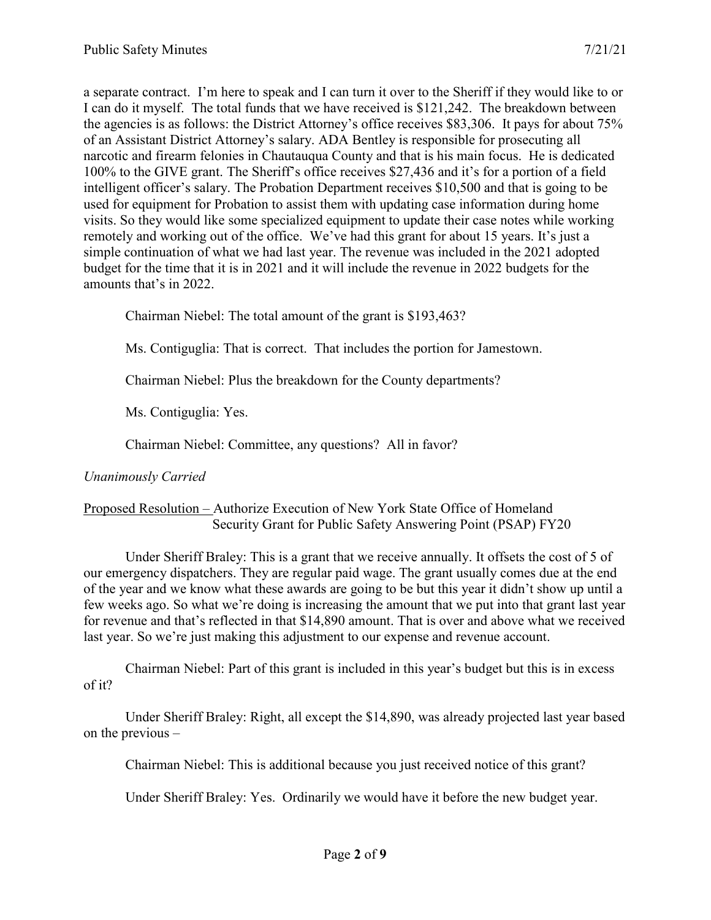a separate contract. I'm here to speak and I can turn it over to the Sheriff if they would like to or I can do it myself. The total funds that we have received is $121,242. The breakdown between the agencies is as follows: the District Attorney's office receives $83,306. It pays for about 75% of an Assistant District Attorney's salary. ADA Bentley is responsible for prosecuting all narcotic and firearm felonies in Chautauqua County and that is his main focus. He is dedicated 100% to the GIVE grant. The Sheriff's office receives $27,436 and it's for a portion of a field intelligent officer's salary. The Probation Department receives $10,500 and that is going to be used for equipment for Probation to assist them with updating case information during home visits. So they would like some specialized equipment to update their case notes while working remotely and working out of the office. We've had this grant for about 15 years. It's just a simple continuation of what we had last year. The revenue was included in the 2021 adopted budget for the time that it is in 2021 and it will include the revenue in 2022 budgets for the amounts that's in 2022.

Chairman Niebel: The total amount of the grant is $193,463?

Ms. Contiguglia: That is correct. That includes the portion for Jamestown.

Chairman Niebel: Plus the breakdown for the County departments?

Ms. Contiguglia: Yes.

Chairman Niebel: Committee, any questions? All in favor?

*Unanimously Carried*

Proposed Resolution – Authorize Execution of New York State Office of Homeland Security Grant for Public Safety Answering Point (PSAP) FY20

Under Sheriff Braley: This is a grant that we receive annually. It offsets the cost of 5 of our emergency dispatchers. They are regular paid wage. The grant usually comes due at the end of the year and we know what these awards are going to be but this year it didn't show up until a few weeks ago. So what we're doing is increasing the amount that we put into that grant last year for revenue and that's reflected in that $14,890 amount. That is over and above what we received last year. So we're just making this adjustment to our expense and revenue account.

Chairman Niebel: Part of this grant is included in this year's budget but this is in excess of it?

Under Sheriff Braley: Right, all except the $14,890, was already projected last year based on the previous –

Chairman Niebel: This is additional because you just received notice of this grant?

Under Sheriff Braley: Yes. Ordinarily we would have it before the new budget year.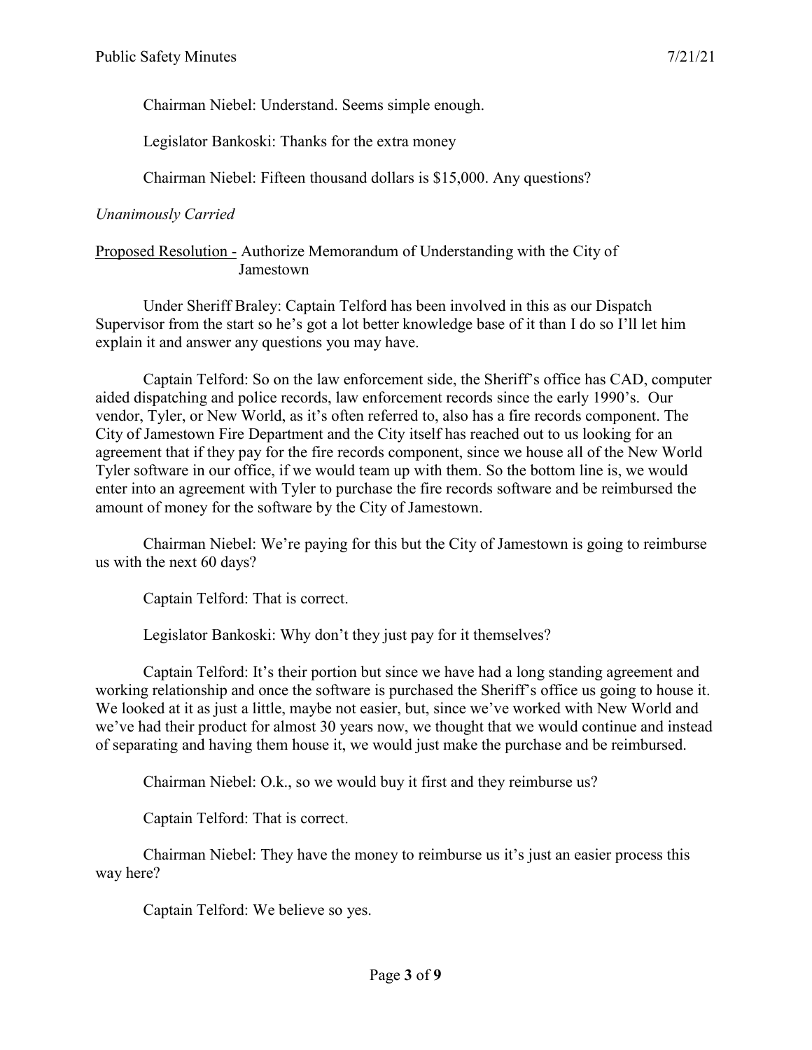Chairman Niebel: Understand. Seems simple enough.

Legislator Bankoski: Thanks for the extra money

Chairman Niebel: Fifteen thousand dollars is $15,000. Any questions?

*Unanimously Carried*

<u>Proposed Resolution -</u> Authorize Memorandum of Understanding with the City of Jamestown

Under Sheriff Braley: Captain Telford has been involved in this as our Dispatch Supervisor from the start so he's got a lot better knowledge base of it than I do so I'll let him explain it and answer any questions you may have.

Captain Telford: So on the law enforcement side, the Sheriff's office has CAD, computer aided dispatching and police records, law enforcement records since the early 1990's. Our vendor, Tyler, or New World, as it's often referred to, also has a fire records component. The City of Jamestown Fire Department and the City itself has reached out to us looking for an agreement that if they pay for the fire records component, since we house all of the New World Tyler software in our office, if we would team up with them. So the bottom line is, we would enter into an agreement with Tyler to purchase the fire records software and be reimbursed the amount of money for the software by the City of Jamestown.

Chairman Niebel: We're paying for this but the City of Jamestown is going to reimburse us with the next 60 days?

Captain Telford: That is correct.

Legislator Bankoski: Why don't they just pay for it themselves?

Captain Telford: It's their portion but since we have had a long standing agreement and working relationship and once the software is purchased the Sheriff's office us going to house it. We looked at it as just a little, maybe not easier, but, since we've worked with New World and we've had their product for almost 30 years now, we thought that we would continue and instead of separating and having them house it, we would just make the purchase and be reimbursed.

Chairman Niebel: O.k., so we would buy it first and they reimburse us?

Captain Telford: That is correct.

Chairman Niebel: They have the money to reimburse us it's just an easier process this way here?

Captain Telford: We believe so yes.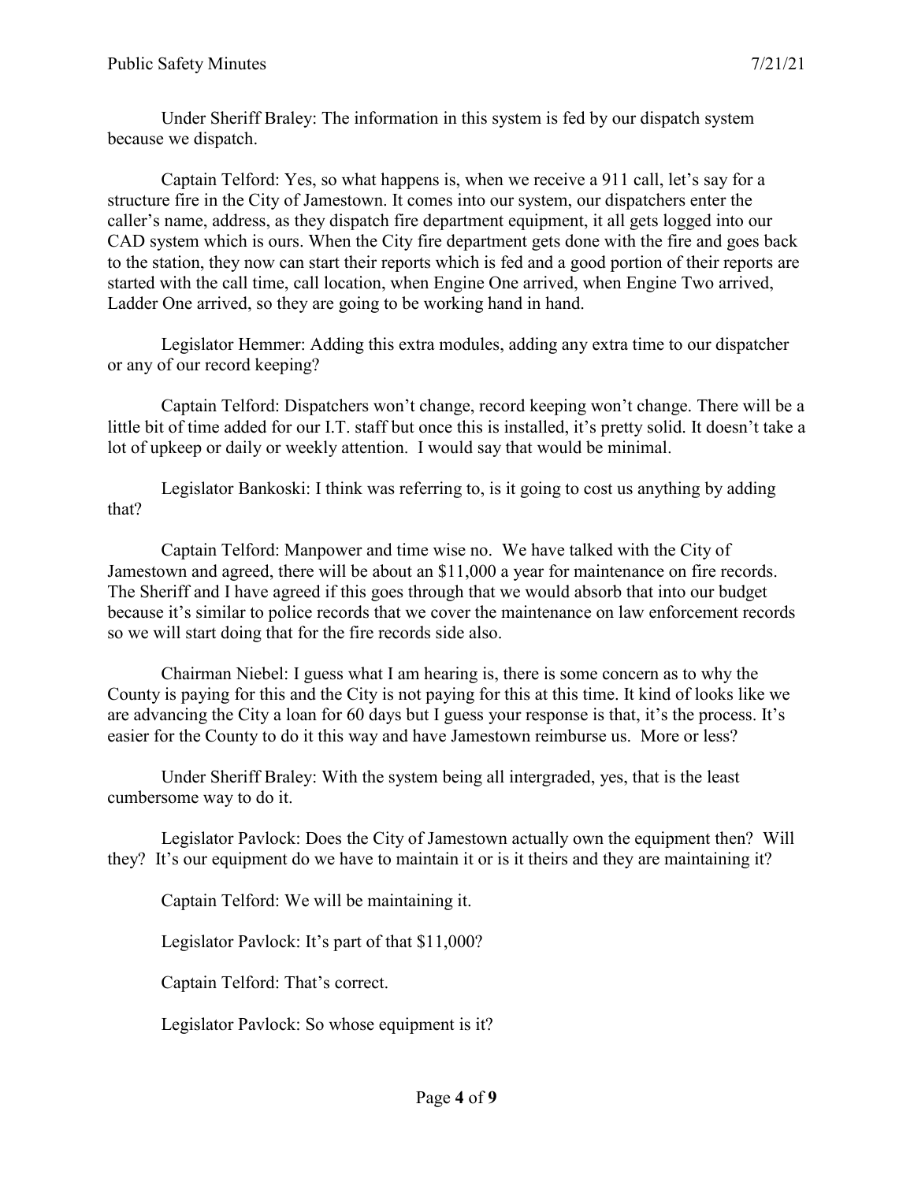Under Sheriff Braley: The information in this system is fed by our dispatch system because we dispatch.

Captain Telford: Yes, so what happens is, when we receive a 911 call, let's say for a structure fire in the City of Jamestown. It comes into our system, our dispatchers enter the caller's name, address, as they dispatch fire department equipment, it all gets logged into our CAD system which is ours. When the City fire department gets done with the fire and goes back to the station, they now can start their reports which is fed and a good portion of their reports are started with the call time, call location, when Engine One arrived, when Engine Two arrived, Ladder One arrived, so they are going to be working hand in hand.

Legislator Hemmer: Adding this extra modules, adding any extra time to our dispatcher or any of our record keeping?

Captain Telford: Dispatchers won't change, record keeping won't change. There will be a little bit of time added for our I.T. staff but once this is installed, it's pretty solid. It doesn't take a lot of upkeep or daily or weekly attention. I would say that would be minimal.

Legislator Bankoski: I think was referring to, is it going to cost us anything by adding that?

Captain Telford: Manpower and time wise no. We have talked with the City of Jamestown and agreed, there will be about an $11,000 a year for maintenance on fire records. The Sheriff and I have agreed if this goes through that we would absorb that into our budget because it's similar to police records that we cover the maintenance on law enforcement records so we will start doing that for the fire records side also.

Chairman Niebel: I guess what I am hearing is, there is some concern as to why the County is paying for this and the City is not paying for this at this time. It kind of looks like we are advancing the City a loan for 60 days but I guess your response is that, it's the process. It's easier for the County to do it this way and have Jamestown reimburse us. More or less?

Under Sheriff Braley: With the system being all intergraded, yes, that is the least cumbersome way to do it.

Legislator Pavlock: Does the City of Jamestown actually own the equipment then? Will they? It's our equipment do we have to maintain it or is it theirs and they are maintaining it?

Captain Telford: We will be maintaining it.

Legislator Pavlock: It's part of that $11,000?

Captain Telford: That's correct.

Legislator Pavlock: So whose equipment is it?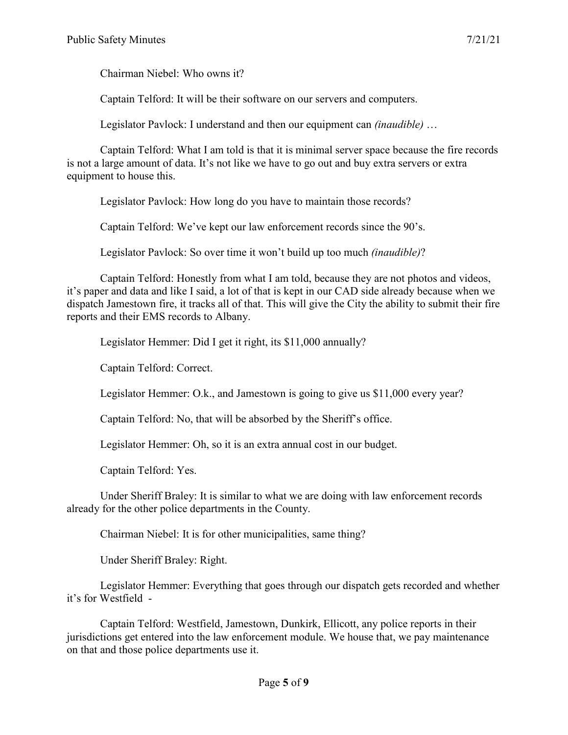Chairman Niebel: Who owns it?

Captain Telford: It will be their software on our servers and computers.

Legislator Pavlock: I understand and then our equipment can *(inaudible)* …

Captain Telford: What I am told is that it is minimal server space because the fire records is not a large amount of data. It's not like we have to go out and buy extra servers or extra equipment to house this.

Legislator Pavlock: How long do you have to maintain those records?

Captain Telford: We've kept our law enforcement records since the 90's.

Legislator Pavlock: So over time it won't build up too much *(inaudible)*?

Captain Telford: Honestly from what I am told, because they are not photos and videos, it's paper and data and like I said, a lot of that is kept in our CAD side already because when we dispatch Jamestown fire, it tracks all of that. This will give the City the ability to submit their fire reports and their EMS records to Albany.

Legislator Hemmer: Did I get it right, its $11,000 annually?

Captain Telford: Correct.

Legislator Hemmer: O.k., and Jamestown is going to give us $11,000 every year?

Captain Telford: No, that will be absorbed by the Sheriff's office.

Legislator Hemmer: Oh, so it is an extra annual cost in our budget.

Captain Telford: Yes.

Under Sheriff Braley: It is similar to what we are doing with law enforcement records already for the other police departments in the County.

Chairman Niebel: It is for other municipalities, same thing?

Under Sheriff Braley: Right.

Legislator Hemmer: Everything that goes through our dispatch gets recorded and whether it's for Westfield -

Captain Telford: Westfield, Jamestown, Dunkirk, Ellicott, any police reports in their jurisdictions get entered into the law enforcement module. We house that, we pay maintenance on that and those police departments use it.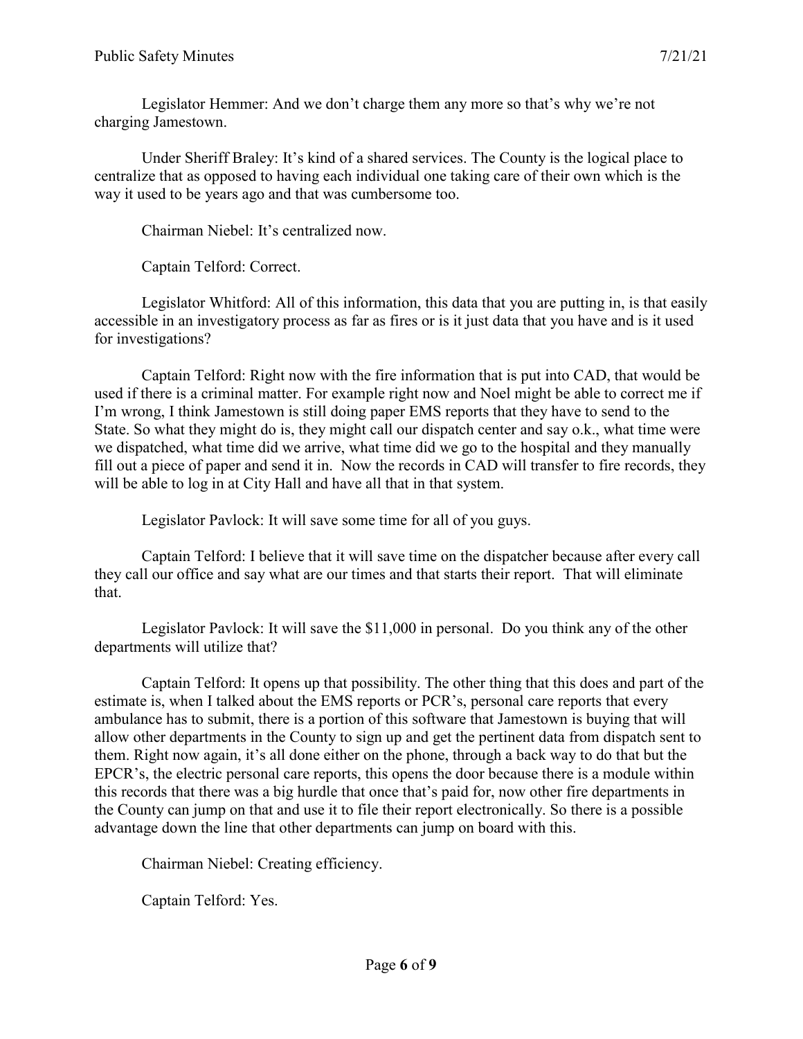Legislator Hemmer: And we don't charge them any more so that's why we're not charging Jamestown.

Under Sheriff Braley: It's kind of a shared services. The County is the logical place to centralize that as opposed to having each individual one taking care of their own which is the way it used to be years ago and that was cumbersome too.

Chairman Niebel: It's centralized now.

Captain Telford: Correct.

Legislator Whitford: All of this information, this data that you are putting in, is that easily accessible in an investigatory process as far as fires or is it just data that you have and is it used for investigations?

Captain Telford: Right now with the fire information that is put into CAD, that would be used if there is a criminal matter. For example right now and Noel might be able to correct me if I'm wrong, I think Jamestown is still doing paper EMS reports that they have to send to the State. So what they might do is, they might call our dispatch center and say o.k., what time were we dispatched, what time did we arrive, what time did we go to the hospital and they manually fill out a piece of paper and send it in. Now the records in CAD will transfer to fire records, they will be able to log in at City Hall and have all that in that system.

Legislator Pavlock: It will save some time for all of you guys.

Captain Telford: I believe that it will save time on the dispatcher because after every call they call our office and say what are our times and that starts their report. That will eliminate that.

Legislator Pavlock: It will save the $11,000 in personal. Do you think any of the other departments will utilize that?

Captain Telford: It opens up that possibility. The other thing that this does and part of the estimate is, when I talked about the EMS reports or PCR's, personal care reports that every ambulance has to submit, there is a portion of this software that Jamestown is buying that will allow other departments in the County to sign up and get the pertinent data from dispatch sent to them. Right now again, it's all done either on the phone, through a back way to do that but the EPCR's, the electric personal care reports, this opens the door because there is a module within this records that there was a big hurdle that once that's paid for, now other fire departments in the County can jump on that and use it to file their report electronically. So there is a possible advantage down the line that other departments can jump on board with this.

Chairman Niebel: Creating efficiency.

Captain Telford: Yes.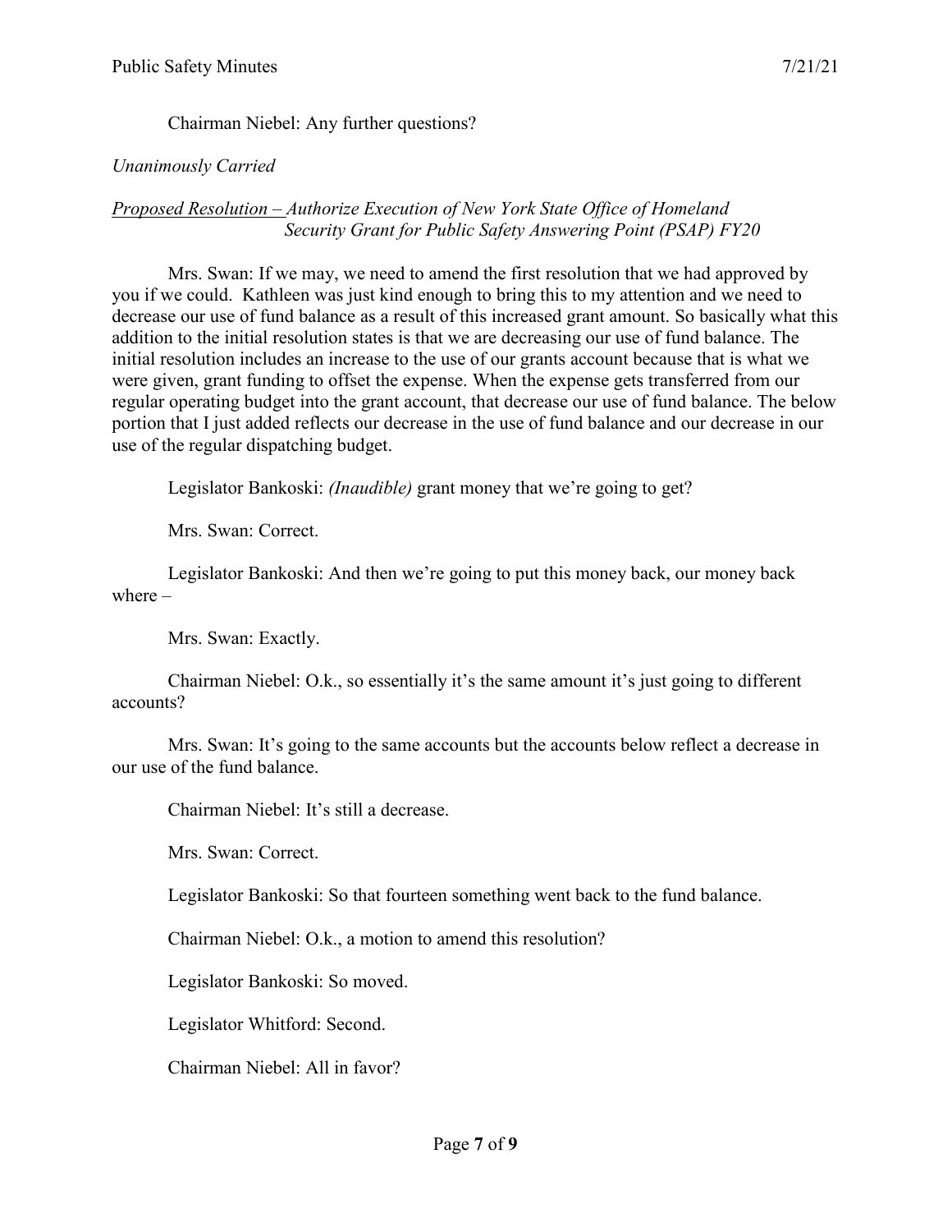Chairman Niebel: Any further questions?

*Unanimously Carried*

<u>*Proposed Resolution –*</u> *Authorize Execution of New York State Office of Homeland Security Grant for Public Safety Answering Point (PSAP) FY20*

Mrs. Swan: If we may, we need to amend the first resolution that we had approved by you if we could. Kathleen was just kind enough to bring this to my attention and we need to decrease our use of fund balance as a result of this increased grant amount. So basically what this addition to the initial resolution states is that we are decreasing our use of fund balance. The initial resolution includes an increase to the use of our grants account because that is what we were given, grant funding to offset the expense. When the expense gets transferred from our regular operating budget into the grant account, that decrease our use of fund balance. The below portion that I just added reflects our decrease in the use of fund balance and our decrease in our use of the regular dispatching budget.

Legislator Bankoski: *(Inaudible)* grant money that we're going to get?

Mrs. Swan: Correct.

Legislator Bankoski: And then we're going to put this money back, our money back where –

Mrs. Swan: Exactly.

Chairman Niebel: O.k., so essentially it's the same amount it's just going to different accounts?

Mrs. Swan: It's going to the same accounts but the accounts below reflect a decrease in our use of the fund balance.

Chairman Niebel: It's still a decrease.

Mrs. Swan: Correct.

Legislator Bankoski: So that fourteen something went back to the fund balance.

Chairman Niebel: O.k., a motion to amend this resolution?

Legislator Bankoski: So moved.

Legislator Whitford: Second.

Chairman Niebel: All in favor?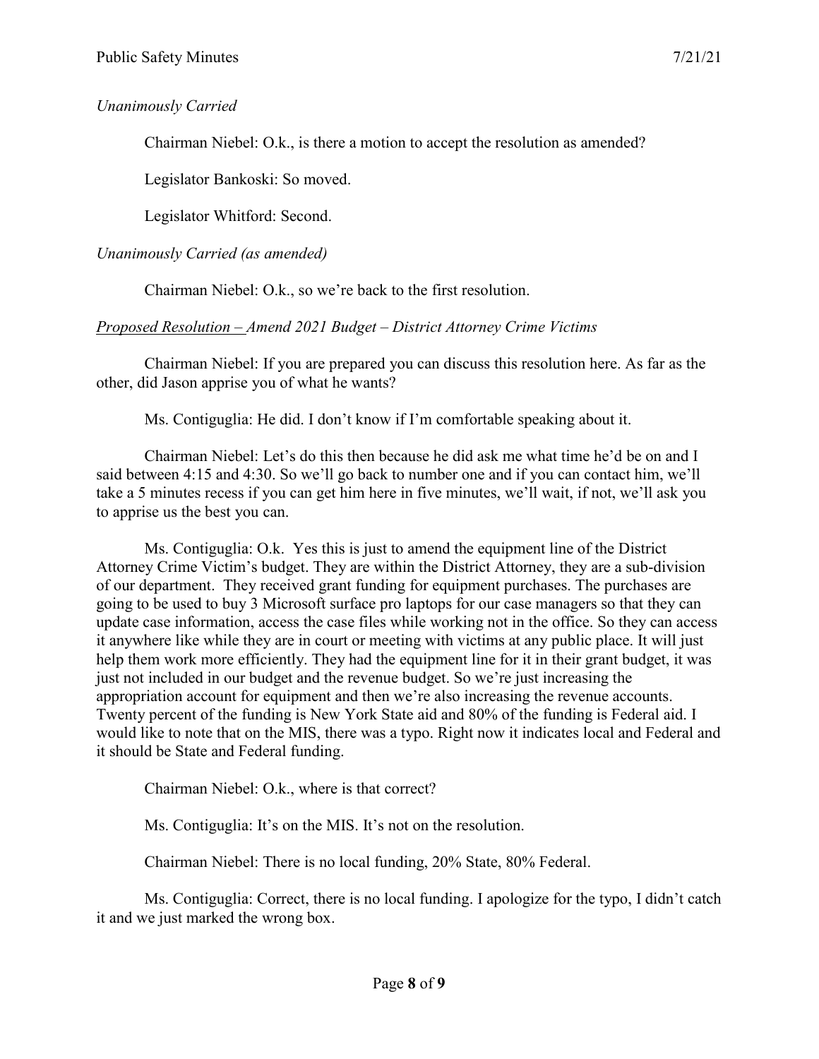*Unanimously Carried*

Chairman Niebel: O.k., is there a motion to accept the resolution as amended?

Legislator Bankoski: So moved.

Legislator Whitford: Second.

*Unanimously Carried (as amended)*

Chairman Niebel: O.k., so we're back to the first resolution.

*<u>Proposed Resolution –</u> Amend 2021 Budget – District Attorney Crime Victims*

Chairman Niebel: If you are prepared you can discuss this resolution here. As far as the other, did Jason apprise you of what he wants?

Ms. Contiguglia: He did. I don't know if I'm comfortable speaking about it.

Chairman Niebel: Let's do this then because he did ask me what time he'd be on and I said between 4:15 and 4:30. So we'll go back to number one and if you can contact him, we'll take a 5 minutes recess if you can get him here in five minutes, we'll wait, if not, we'll ask you to apprise us the best you can.

Ms. Contiguglia: O.k. Yes this is just to amend the equipment line of the District Attorney Crime Victim's budget. They are within the District Attorney, they are a sub-division of our department. They received grant funding for equipment purchases. The purchases are going to be used to buy 3 Microsoft surface pro laptops for our case managers so that they can update case information, access the case files while working not in the office. So they can access it anywhere like while they are in court or meeting with victims at any public place. It will just help them work more efficiently. They had the equipment line for it in their grant budget, it was just not included in our budget and the revenue budget. So we're just increasing the appropriation account for equipment and then we're also increasing the revenue accounts. Twenty percent of the funding is New York State aid and 80% of the funding is Federal aid. I would like to note that on the MIS, there was a typo. Right now it indicates local and Federal and it should be State and Federal funding.

Chairman Niebel: O.k., where is that correct?

Ms. Contiguglia: It's on the MIS. It's not on the resolution.

Chairman Niebel: There is no local funding, 20% State, 80% Federal.

Ms. Contiguglia: Correct, there is no local funding. I apologize for the typo, I didn't catch it and we just marked the wrong box.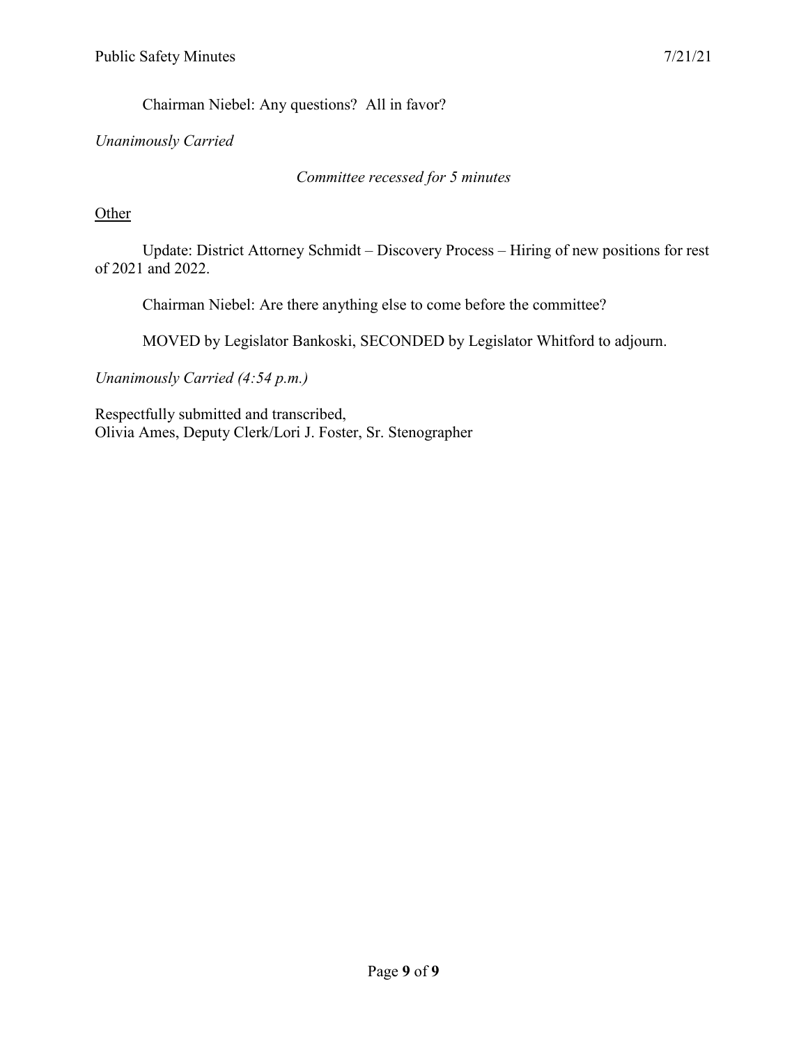Chairman Niebel: Any questions? All in favor?

*Unanimously Carried*

*Committee recessed for 5 minutes*

Other

Update: District Attorney Schmidt – Discovery Process – Hiring of new positions for rest of 2021 and 2022.

Chairman Niebel: Are there anything else to come before the committee?

MOVED by Legislator Bankoski, SECONDED by Legislator Whitford to adjourn.

*Unanimously Carried (4:54 p.m.)*

Respectfully submitted and transcribed,
Olivia Ames, Deputy Clerk/Lori J. Foster, Sr. Stenographer